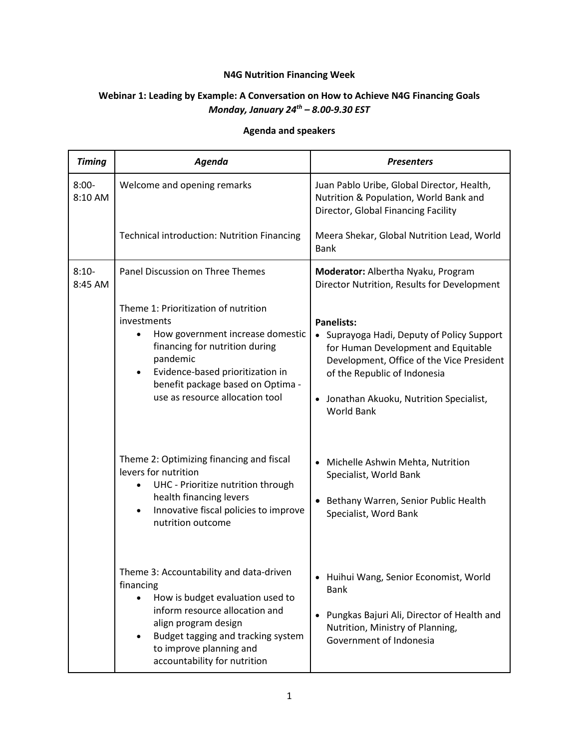**N4G Nutrition Financing Week**

**Webinar 1: Leading by Example: A Conversation on How to Achieve N4G Financing Goals**
***Monday, January 24th – 8.00-9.30 EST***

**Agenda and speakers**

| ***Timing*** | ***Agenda*** | ***Presenters*** |
|---|---|---|
| 8:00-8:10 AM | Welcome and opening remarks | Juan Pablo Uribe, Global Director, Health, Nutrition & Population, World Bank and Director, Global Financing Facility |
| | Technical introduction: Nutrition Financing | Meera Shekar, Global Nutrition Lead, World Bank |
| 8:10-8:45 AM | Panel Discussion on Three Themes | **Moderator:** Albertha Nyaku, Program Director Nutrition, Results for Development |
| | Theme 1: Prioritization of nutrition investments<br>• How government increase domestic financing for nutrition during pandemic<br>• Evidence-based prioritization in benefit package based on Optima - use as resource allocation tool | **Panelists:**<br>• Suprayoga Hadi, Deputy of Policy Support for Human Development and Equitable Development, Office of the Vice President of the Republic of Indonesia<br>• Jonathan Akuoku, Nutrition Specialist, World Bank |
| | Theme 2: Optimizing financing and fiscal levers for nutrition<br>• UHC - Prioritize nutrition through health financing levers<br>• Innovative fiscal policies to improve nutrition outcome | • Michelle Ashwin Mehta, Nutrition Specialist, World Bank<br>• Bethany Warren, Senior Public Health Specialist, Word Bank |
| | Theme 3: Accountability and data-driven financing<br>• How is budget evaluation used to inform resource allocation and align program design<br>• Budget tagging and tracking system to improve planning and accountability for nutrition | • Huihui Wang, Senior Economist, World Bank<br>• Pungkas Bajuri Ali, Director of Health and Nutrition, Ministry of Planning, Government of Indonesia |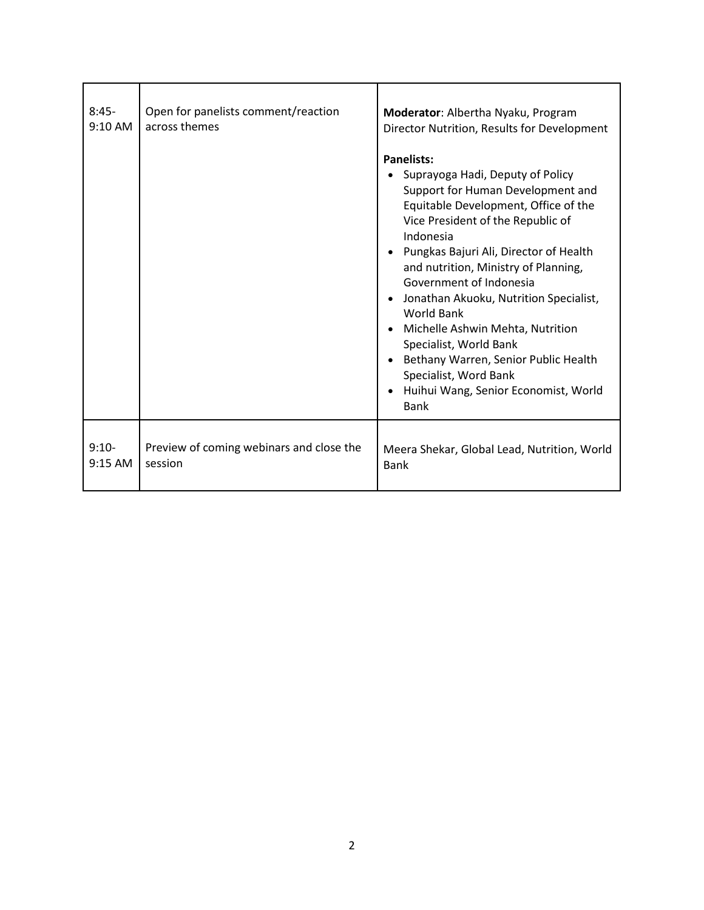| | | |
|---|---|---|
| 8:45-9:10 AM | Open for panelists comment/reaction across themes | **Moderator**: Albertha Nyaku, Program Director Nutrition, Results for Development<br><br>**Panelists:**<br>• Suprayoga Hadi, Deputy of Policy Support for Human Development and Equitable Development, Office of the Vice President of the Republic of Indonesia<br>• Pungkas Bajuri Ali, Director of Health and nutrition, Ministry of Planning, Government of Indonesia<br>• Jonathan Akuoku, Nutrition Specialist, World Bank<br>• Michelle Ashwin Mehta, Nutrition Specialist, World Bank<br>• Bethany Warren, Senior Public Health Specialist, Word Bank<br>• Huihui Wang, Senior Economist, World Bank |
| 9:10-9:15 AM | Preview of coming webinars and close the session | Meera Shekar, Global Lead, Nutrition, World Bank |